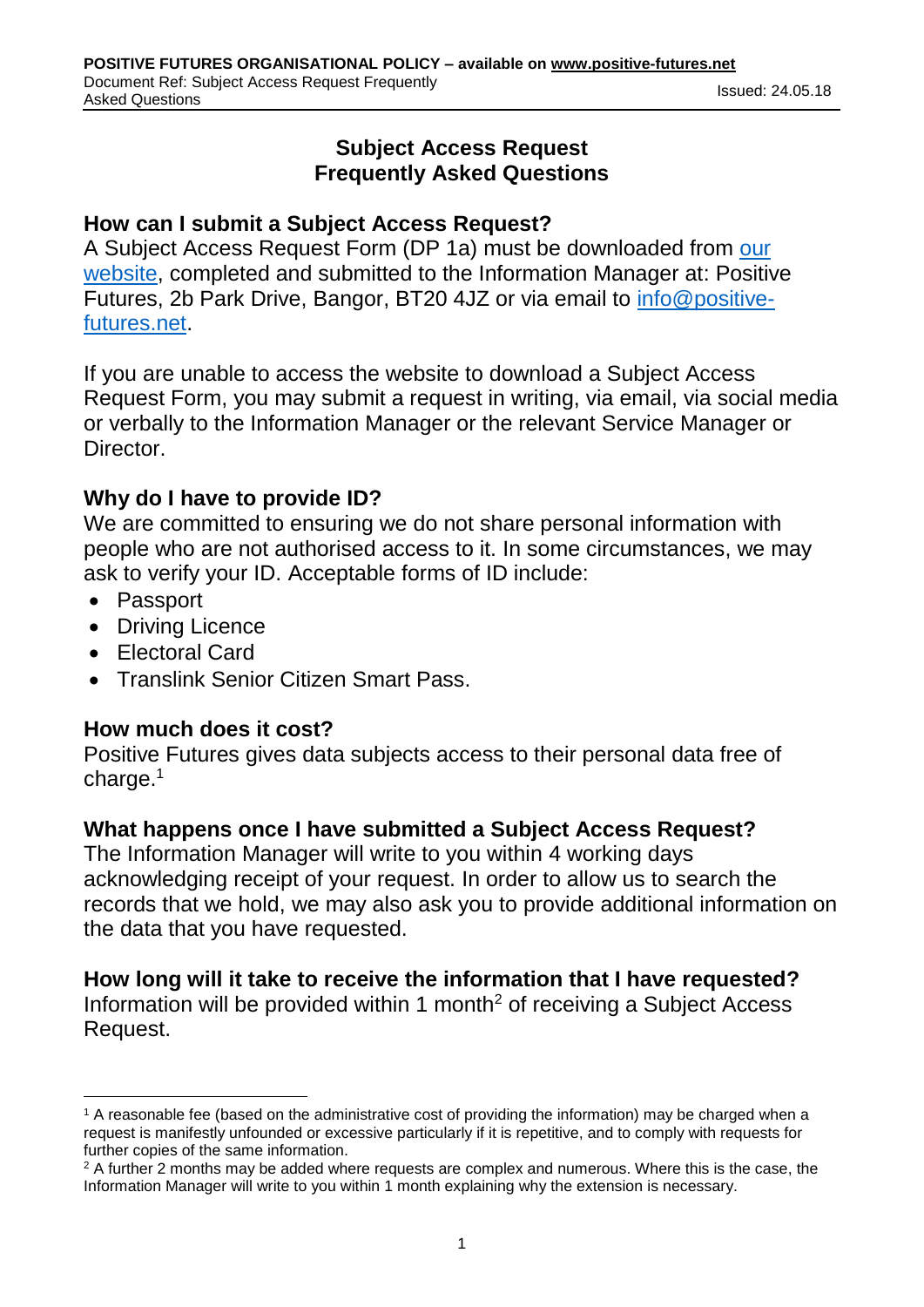# Subject Access Request Frequently Asked Questions

## How can I submit a Subject Access Request?

A Subject Access Request Form (DP 1a) must be downloaded from our website, completed and submitted to the Information Manager at: Positive Futures, 2b Park Drive, Bangor, BT20 4JZ or via email to info@positive-futures.net.

If you are unable to access the website to download a Subject Access Request Form, you may submit a request in writing, via email, via social media or verbally to the Information Manager or the relevant Service Manager or Director.

## Why do I have to provide ID?

We are committed to ensuring we do not share personal information with people who are not authorised access to it. In some circumstances, we may ask to verify your ID. Acceptable forms of ID include:

- Passport
- Driving Licence
- Electoral Card
- Translink Senior Citizen Smart Pass.

## How much does it cost?

Positive Futures gives data subjects access to their personal data free of charge.[1]

## What happens once I have submitted a Subject Access Request?

The Information Manager will write to you within 4 working days acknowledging receipt of your request. In order to allow us to search the records that we hold, we may also ask you to provide additional information on the data that you have requested.

## How long will it take to receive the information that I have requested?

Information will be provided within 1 month[2] of receiving a Subject Access Request.

---

[1] A reasonable fee (based on the administrative cost of providing the information) may be charged when a request is manifestly unfounded or excessive particularly if it is repetitive, and to comply with requests for further copies of the same information.

[2] A further 2 months may be added where requests are complex and numerous. Where this is the case, the Information Manager will write to you within 1 month explaining why the extension is necessary.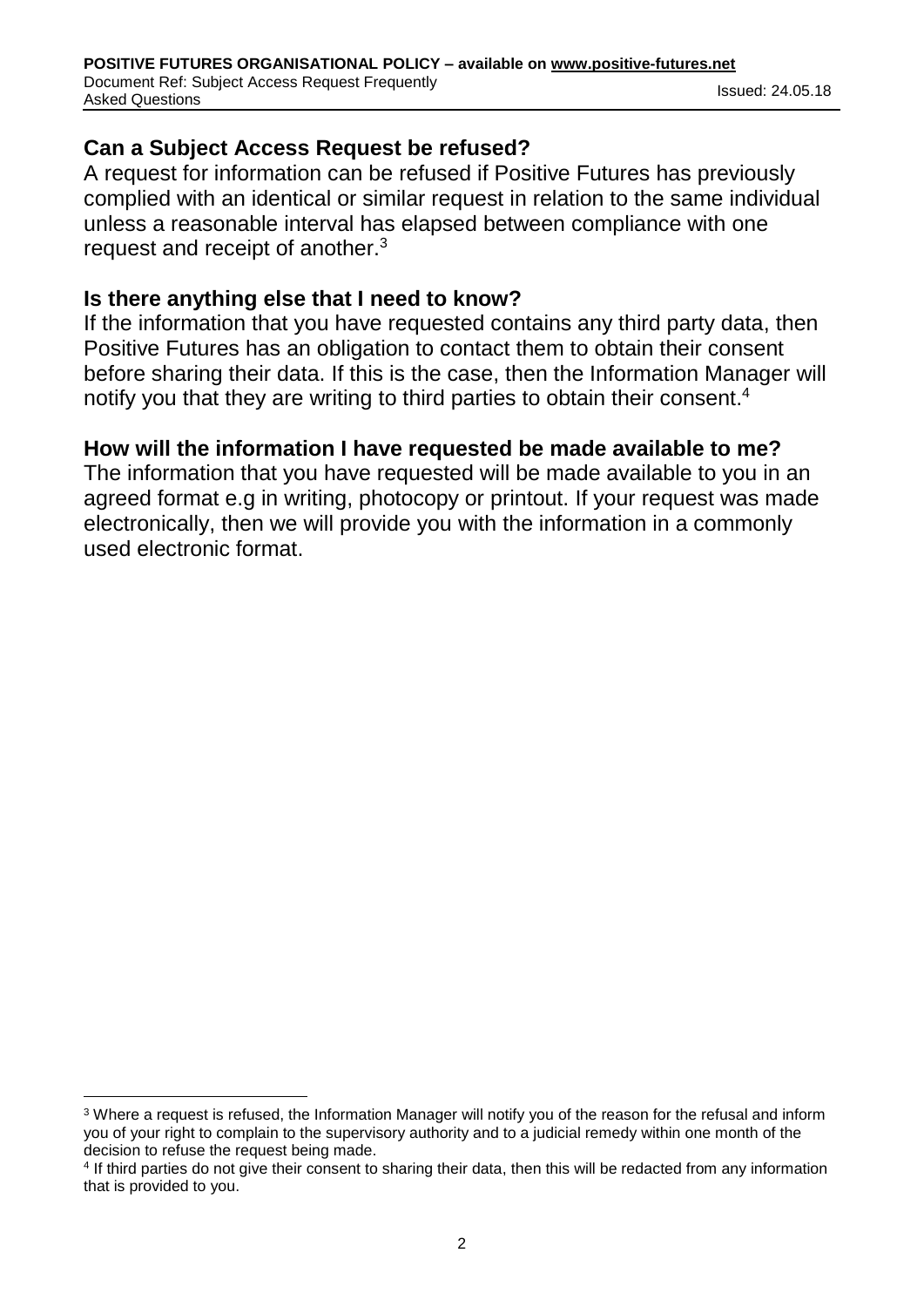## Can a Subject Access Request be refused?

A request for information can be refused if Positive Futures has previously complied with an identical or similar request in relation to the same individual unless a reasonable interval has elapsed between compliance with one request and receipt of another.[3]

## Is there anything else that I need to know?

If the information that you have requested contains any third party data, then Positive Futures has an obligation to contact them to obtain their consent before sharing their data. If this is the case, then the Information Manager will notify you that they are writing to third parties to obtain their consent.[4]

## How will the information I have requested be made available to me?

The information that you have requested will be made available to you in an agreed format e.g in writing, photocopy or printout. If your request was made electronically, then we will provide you with the information in a commonly used electronic format.

---

[3] Where a request is refused, the Information Manager will notify you of the reason for the refusal and inform you of your right to complain to the supervisory authority and to a judicial remedy within one month of the decision to refuse the request being made.

[4] If third parties do not give their consent to sharing their data, then this will be redacted from any information that is provided to you.